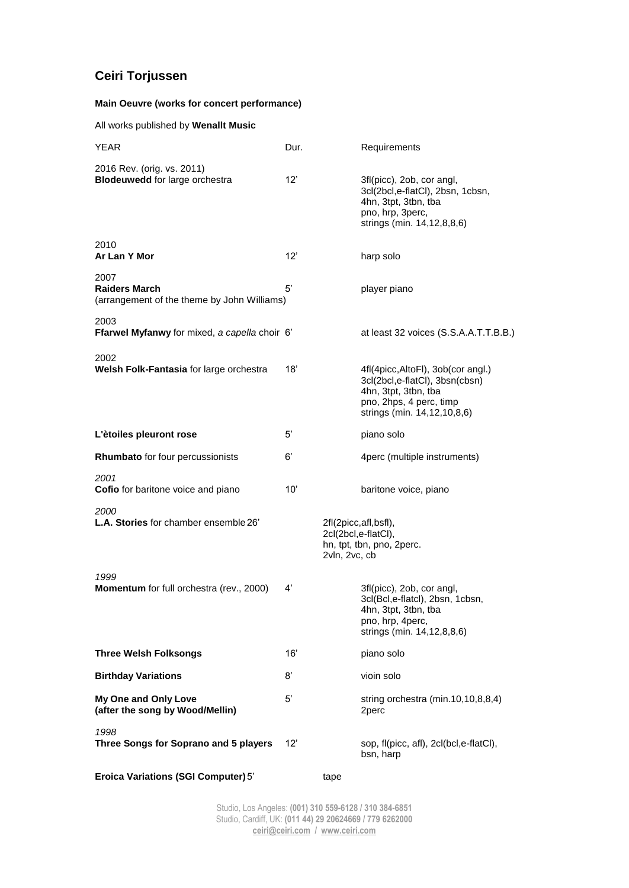## Ceiri Torjussen

**Main Oeuvre (works for concert performance)**

All works published by **Wenallt Music**

| YEAR | Dur. | Requirements |
|---|---|---|
| 2016 Rev. (orig. vs. 2011)<br>**Blodeuwedd** for large orchestra | 12' | 3fl(picc), 2ob, cor angl,<br>3cl(2bcl,e-flatCl), 2bsn, 1cbsn,<br>4hn, 3tpt, 3tbn, tba<br>pno, hrp, 3perc,<br>strings (min. 14,12,8,8,6) |
| 2010<br>**Ar Lan Y Mor** | 12' | harp solo |
| 2007<br>**Raiders March**<br>(arrangement of the theme by John Williams) | 5' | player piano |
| 2003<br>**Ffarwel Myfanwy** for mixed, *a capella* choir | 6' | at least 32 voices (S.S.A.A.T.T.B.B.) |
| 2002<br>**Welsh Folk-Fantasia** for large orchestra | 18' | 4fl(4picc,AltoFl), 3ob(cor angl.)<br>3cl(2bcl,e-flatCl), 3bsn(cbsn)<br>4hn, 3tpt, 3tbn, tba<br>pno, 2hps, 4 perc, timp<br>strings (min. 14,12,10,8,6) |
| **L'ètoiles pleuront rose** | 5' | piano solo |
| **Rhumbato** for four percussionists | 6' | 4perc (multiple instruments) |
| *2001*<br>**Cofio** for baritone voice and piano | 10' | baritone voice, piano |
| *2000*<br>**L.A. Stories** for chamber ensemble | 26' | 2fl(2picc,afl,bsfl),<br>2cl(2bcl,e-flatCl),<br>hn, tpt, tbn, pno, 2perc.<br>2vln, 2vc, cb |
| *1999*<br>**Momentum** for full orchestra (rev., 2000) | 4' | 3fl(picc), 2ob, cor angl,<br>3cl(Bcl,e-flatcl), 2bsn, 1cbsn,<br>4hn, 3tpt, 3tbn, tba<br>pno, hrp, 4perc,<br>strings (min. 14,12,8,8,6) |
| **Three Welsh Folksongs** | 16' | piano solo |
| **Birthday Variations** | 8' | vioin solo |
| **My One and Only Love**<br>**(after the song by Wood/Mellin)** | 5' | string orchestra (min.10,10,8,8,4)<br>2perc |
| *1998*<br>**Three Songs for Soprano and 5 players** | 12' | sop, fl(picc, afl), 2cl(bcl,e-flatCl),<br>bsn, harp |
| **Eroica Variations (SGI Computer)** | 5' | tape |

Studio, Los Angeles: **(001) 310 559-6128 / 310 384-6851**
Studio, Cardiff, UK: **(011 44) 29 20624669 / 779 6262000**
ceiri@ceiri.com / www.ceiri.com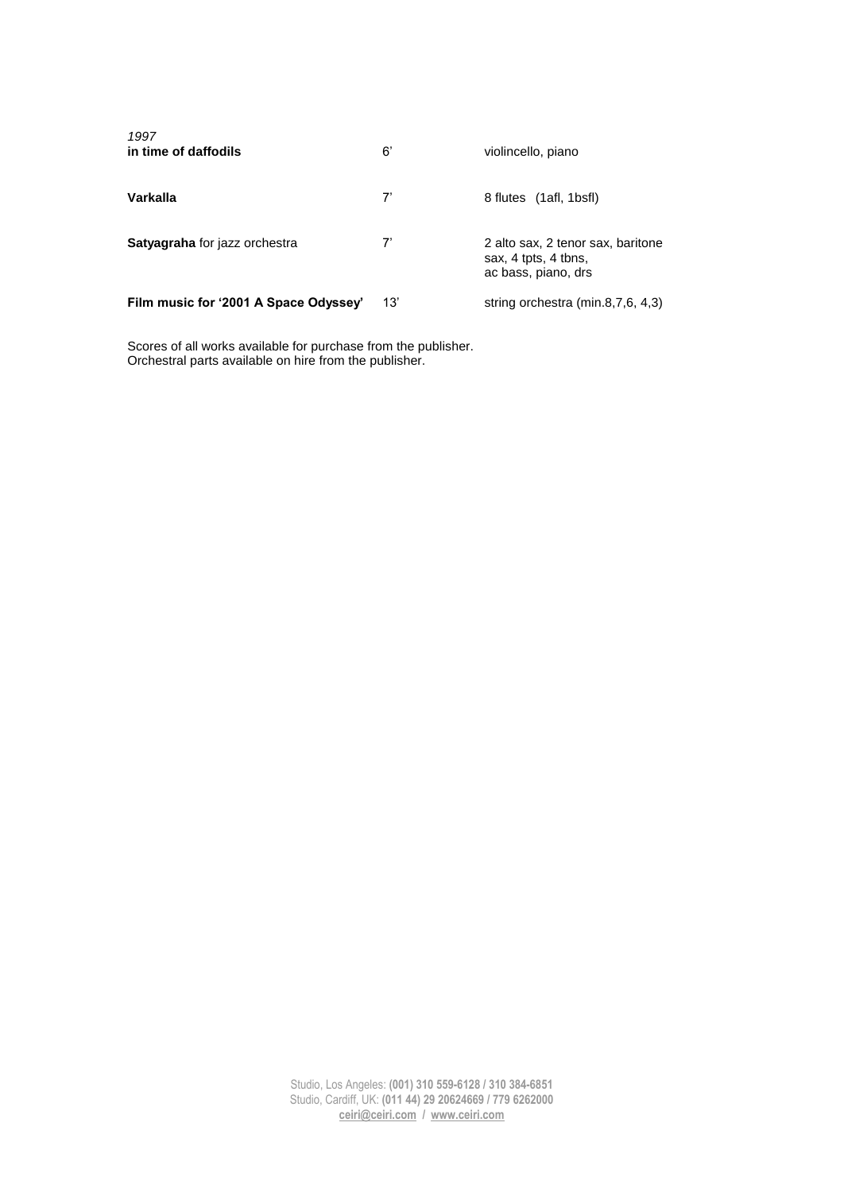| | | |
|---|---|---|
| *1997* **in time of daffodils** | 6' | violincello, piano |
| **Varkalla** | 7' | 8 flutes (1afl, 1bsfl) |
| **Satyagraha** for jazz orchestra | 7' | 2 alto sax, 2 tenor sax, baritone sax, 4 tpts, 4 tbns, ac bass, piano, drs |
| **Film music for '2001 A Space Odyssey'** | 13' | string orchestra (min.8,7,6, 4,3) |

Scores of all works available for purchase from the publisher.
Orchestral parts available on hire from the publisher.

Studio, Los Angeles: **(001) 310 559-6128 / 310 384-6851**
Studio, Cardiff, UK: **(011 44) 29 20624669 / 779 6262000**
**ceiri@ceiri.com / www.ceiri.com**